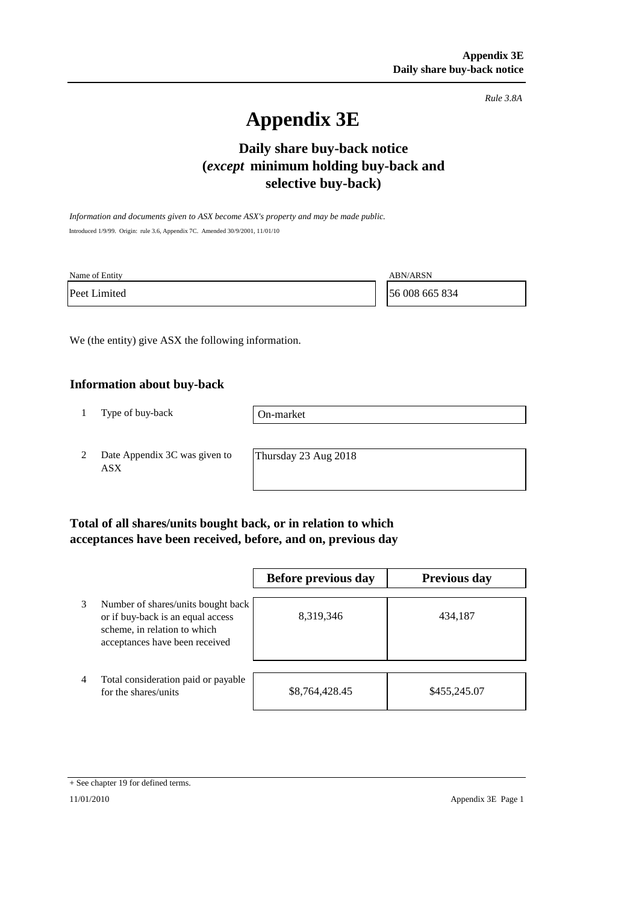*Rule 3.8A*

# Appendix 3E

## Daily share buy-back notice (*except* minimum holding buy-back and selective buy-back)

*Information and documents given to ASX become ASX's property and may be made public.*

Introduced 1/9/99. Origin: rule 3.6, Appendix 7C. Amended 30/9/2001, 11/01/10

| Name of Entity | ABN/ARSN |
|---|---|
| Peet Limited | 56 008 665 834 |

We (the entity) give ASX the following information.

### Information about buy-back

| | | |
|---|---|---|
| 1 | Type of buy-back | On-market |
| 2 | Date Appendix 3C was given to ASX | Thursday 23 Aug 2018 |

### Total of all shares/units bought back, or in relation to which acceptances have been received, before, and on, previous day

| | | Before previous day | Previous day |
|---|---|---|---|
| 3 | Number of shares/units bought back or if buy-back is an equal access scheme, in relation to which acceptances have been received | 8,319,346 | 434,187 |
| 4 | Total consideration paid or payable for the shares/units | $8,764,428.45 | $455,245.07 |

+ See chapter 19 for defined terms.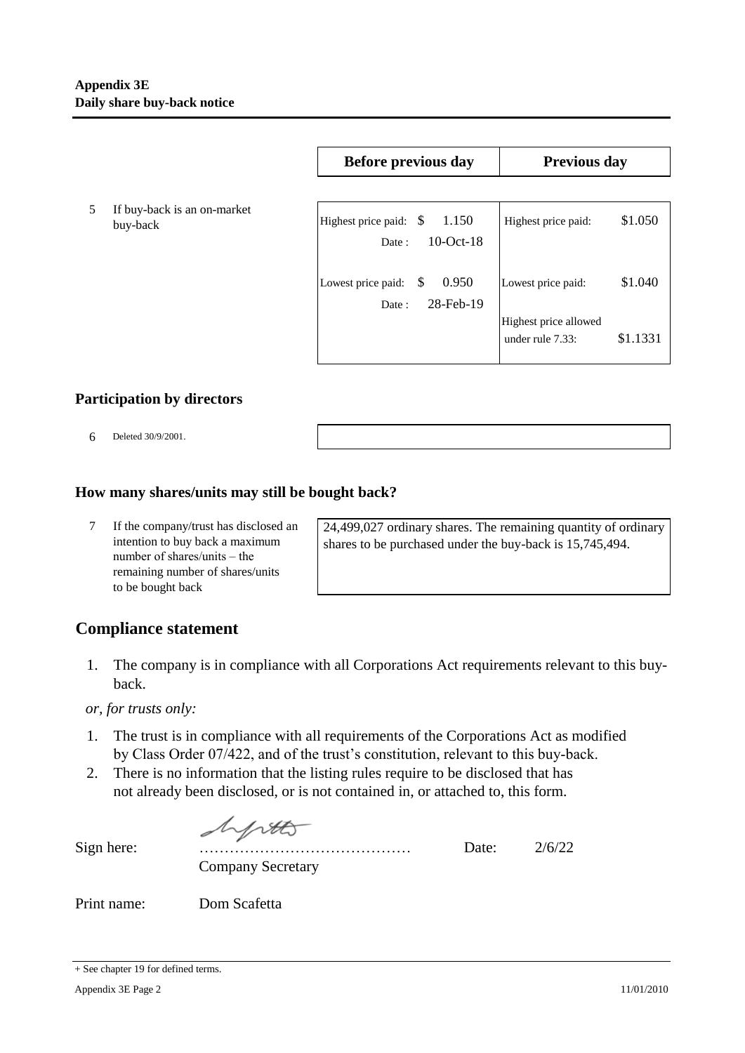**Appendix 3E**
**Daily share buy-back notice**

| | | Before previous day | Previous day |
|---|---|---|---|
| 5 | If buy-back is an on-market buy-back | Highest price paid: $ 1.150<br>Date : 10-Oct-18<br><br>Lowest price paid: $ 0.950<br>Date : 28-Feb-19 | Highest price paid: $1.050<br><br>Lowest price paid: $1.040<br><br>Highest price allowed under rule 7.33: $1.1331 |

## Participation by directors

| | | |
|---|---|---|
| 6 | Deleted 30/9/2001. | |

## How many shares/units may still be bought back?

| | | |
|---|---|---|
| 7 | If the company/trust has disclosed an intention to buy back a maximum number of shares/units – the remaining number of shares/units to be bought back | 24,499,027 ordinary shares. The remaining quantity of ordinary shares to be purchased under the buy-back is 15,745,494. |

## Compliance statement

1. The company is in compliance with all Corporations Act requirements relevant to this buy-back.

*or, for trusts only:*

1. The trust is in compliance with all requirements of the Corporations Act as modified by Class Order 07/422, and of the trust's constitution, relevant to this buy-back.
2. There is no information that the listing rules require to be disclosed that has not already been disclosed, or is not contained in, or attached to, this form.

Sign here: …………………………………… Date: 2/6/22
Company Secretary

Print name: Dom Scafetta

+ See chapter 19 for defined terms.